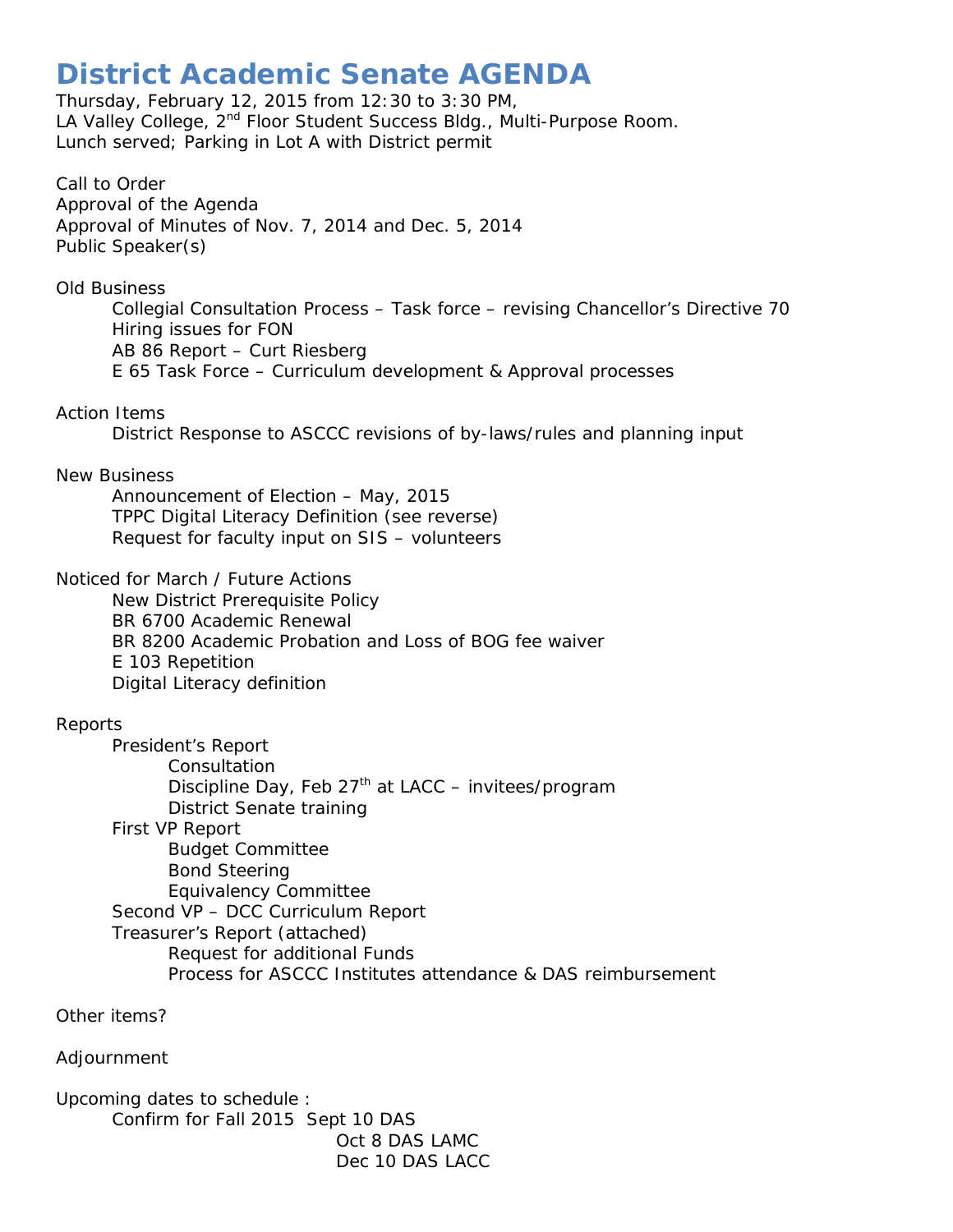# District Academic Senate AGENDA

Thursday, February 12, 2015 from 12:30 to 3:30 PM,
LA Valley College, 2nd Floor Student Success Bldg., Multi-Purpose Room.
Lunch served; Parking in Lot A with District permit

Call to Order
Approval of the Agenda
Approval of Minutes of Nov. 7, 2014 and Dec. 5, 2014
Public Speaker(s)

Old Business
- Collegial Consultation Process – Task force – revising Chancellor's Directive 70
- Hiring issues for FON
- AB 86 Report – Curt Riesberg
- E 65 Task Force – Curriculum development & Approval processes

Action Items
- District Response to ASCCC revisions of by-laws/rules and planning input

New Business
- Announcement of Election – May, 2015
- TPPC Digital Literacy Definition (see reverse)
- Request for faculty input on SIS – volunteers

Noticed for March / Future Actions
- New District Prerequisite Policy
- BR 6700 Academic Renewal
- BR 8200 Academic Probation and Loss of BOG fee waiver
- E 103 Repetition
- Digital Literacy definition

Reports
- President's Report
  - Consultation
  - Discipline Day, Feb 27th at LACC – invitees/program
  - District Senate training
- First VP Report
  - Budget Committee
  - Bond Steering
  - Equivalency Committee
- Second VP – DCC Curriculum Report
- Treasurer's Report (attached)
  - Request for additional Funds
  - Process for ASCCC Institutes attendance & DAS reimbursement

Other items?

Adjournment

Upcoming dates to schedule :
- Confirm for Fall 2015
  - Sept 10 DAS
  - Oct 8 DAS LAMC
  - Dec 10 DAS LACC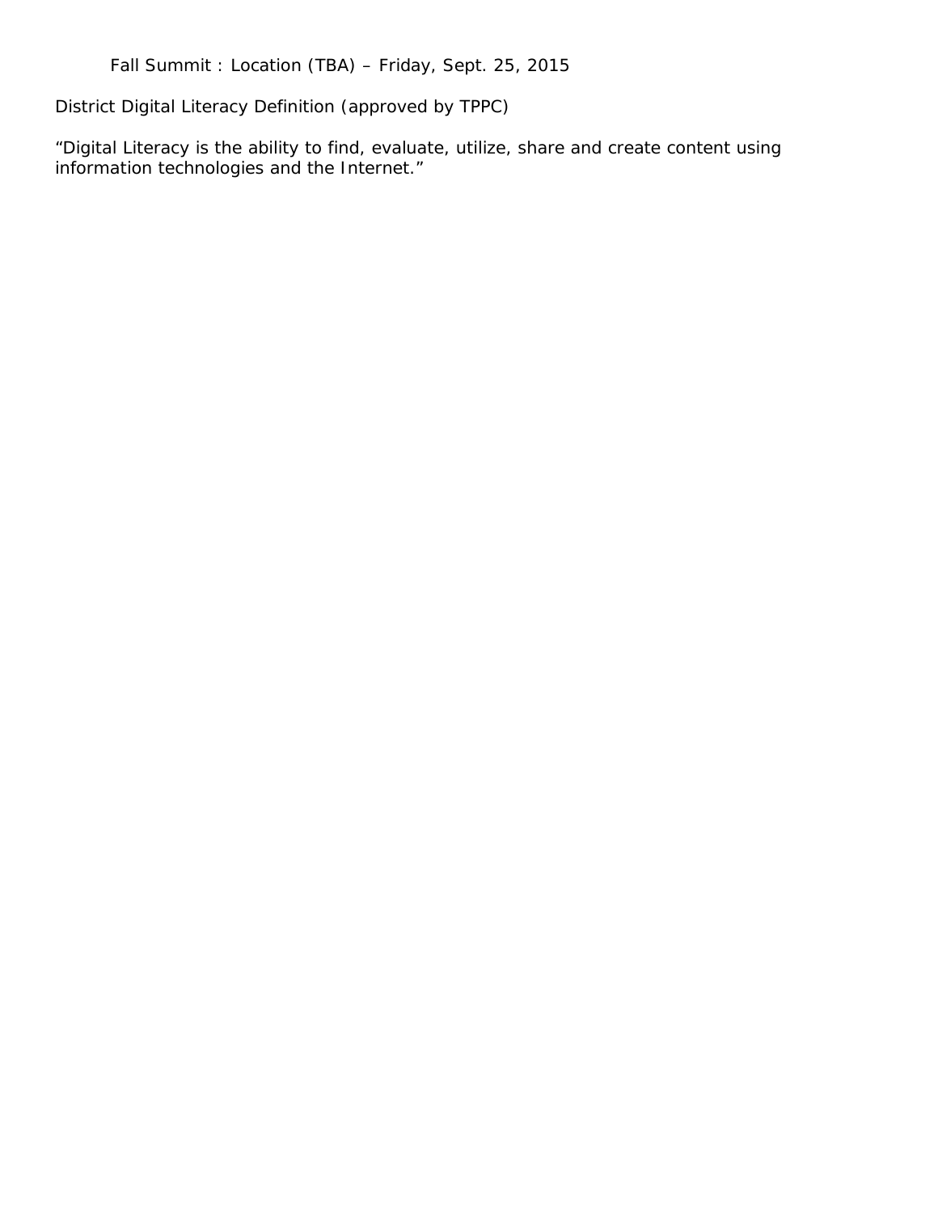Fall Summit : Location (TBA) – Friday, Sept. 25, 2015

District Digital Literacy Definition (approved by TPPC)

"Digital Literacy is the ability to find, evaluate, utilize, share and create content using information technologies and the Internet."